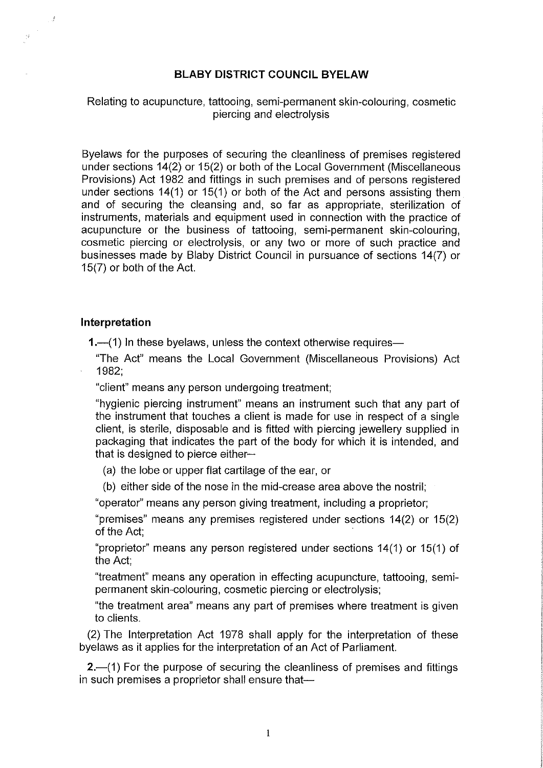# BLABY DISTRICT COUNCIL BYELAW

Relating to acupuncture, tattooing, semi-permanent skin-colouring, cosmetic piercing and electrolysis

Byelaws for the purposes of securing the cleanliness of premises registered under sections 14(2) or 15(2) or both of the Local Government (Miscellaneous Provisions) Act 1982 and fittings in such premises and of persons registered under sections 14(1) or 15(1) or both of the Act and persons assisting them and of securing the cleansing and, so far as appropriate, sterilization of instruments, materials and equipment used in connection with the practice of acupuncture or the business of tattooing, semi-permanent skin-colouring, cosmetic piercing or electrolysis, or any two or more of such practice and businesses made by Blaby District Council in pursuance of sections 14(7) or 15(7) or both of the Act.

## Interpretation

**1.**—(1) In these byelaws, unless the context otherwise requires—

"The Act" means the Local Government (Miscellaneous Provisions) Act 1982;

"client" means any person undergoing treatment;

"hygienic piercing instrument" means an instrument such that any part of the instrument that touches a client is made for use in respect of a single client, is sterile, disposable and is fitted with piercing jewellery supplied in packaging that indicates the part of the body for which it is intended, and that is designed to pierce either—

(a) the lobe or upper flat cartilage of the ear, or

(b) either side of the nose in the mid-crease area above the nostril;

"operator" means any person giving treatment, including a proprietor;

"premises" means any premises registered under sections 14(2) or 15(2) of the Act;

"proprietor" means any person registered under sections 14(1) or 15(1) of the Act;

"treatment" means any operation in effecting acupuncture, tattooing, semi-permanent skin-colouring, cosmetic piercing or electrolysis;

"the treatment area" means any part of premises where treatment is given to clients.

(2) The Interpretation Act 1978 shall apply for the interpretation of these byelaws as it applies for the interpretation of an Act of Parliament.

**2.**—(1) For the purpose of securing the cleanliness of premises and fittings in such premises a proprietor shall ensure that—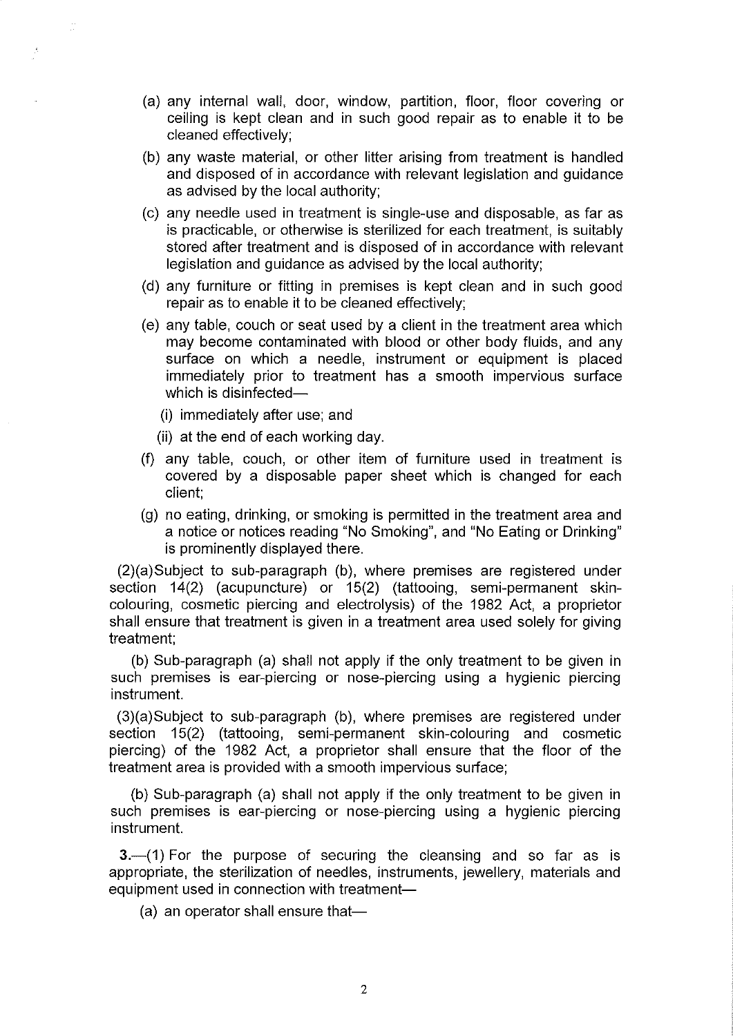(a) any internal wall, door, window, partition, floor, floor covering or ceiling is kept clean and in such good repair as to enable it to be cleaned effectively;

(b) any waste material, or other litter arising from treatment is handled and disposed of in accordance with relevant legislation and guidance as advised by the local authority;

(c) any needle used in treatment is single-use and disposable, as far as is practicable, or otherwise is sterilized for each treatment, is suitably stored after treatment and is disposed of in accordance with relevant legislation and guidance as advised by the local authority;

(d) any furniture or fitting in premises is kept clean and in such good repair as to enable it to be cleaned effectively;

(e) any table, couch or seat used by a client in the treatment area which may become contaminated with blood or other body fluids, and any surface on which a needle, instrument or equipment is placed immediately prior to treatment has a smooth impervious surface which is disinfected—

  (i) immediately after use; and

  (ii) at the end of each working day.

(f) any table, couch, or other item of furniture used in treatment is covered by a disposable paper sheet which is changed for each client;

(g) no eating, drinking, or smoking is permitted in the treatment area and a notice or notices reading "No Smoking", and "No Eating or Drinking" is prominently displayed there.

(2)(a)Subject to sub-paragraph (b), where premises are registered under section 14(2) (acupuncture) or 15(2) (tattooing, semi-permanent skin-colouring, cosmetic piercing and electrolysis) of the 1982 Act, a proprietor shall ensure that treatment is given in a treatment area used solely for giving treatment;

(b) Sub-paragraph (a) shall not apply if the only treatment to be given in such premises is ear-piercing or nose-piercing using a hygienic piercing instrument.

(3)(a)Subject to sub-paragraph (b), where premises are registered under section 15(2) (tattooing, semi-permanent skin-colouring and cosmetic piercing) of the 1982 Act, a proprietor shall ensure that the floor of the treatment area is provided with a smooth impervious surface;

(b) Sub-paragraph (a) shall not apply if the only treatment to be given in such premises is ear-piercing or nose-piercing using a hygienic piercing instrument.

**3.**—(1) For the purpose of securing the cleansing and so far as is appropriate, the sterilization of needles, instruments, jewellery, materials and equipment used in connection with treatment—

(a) an operator shall ensure that—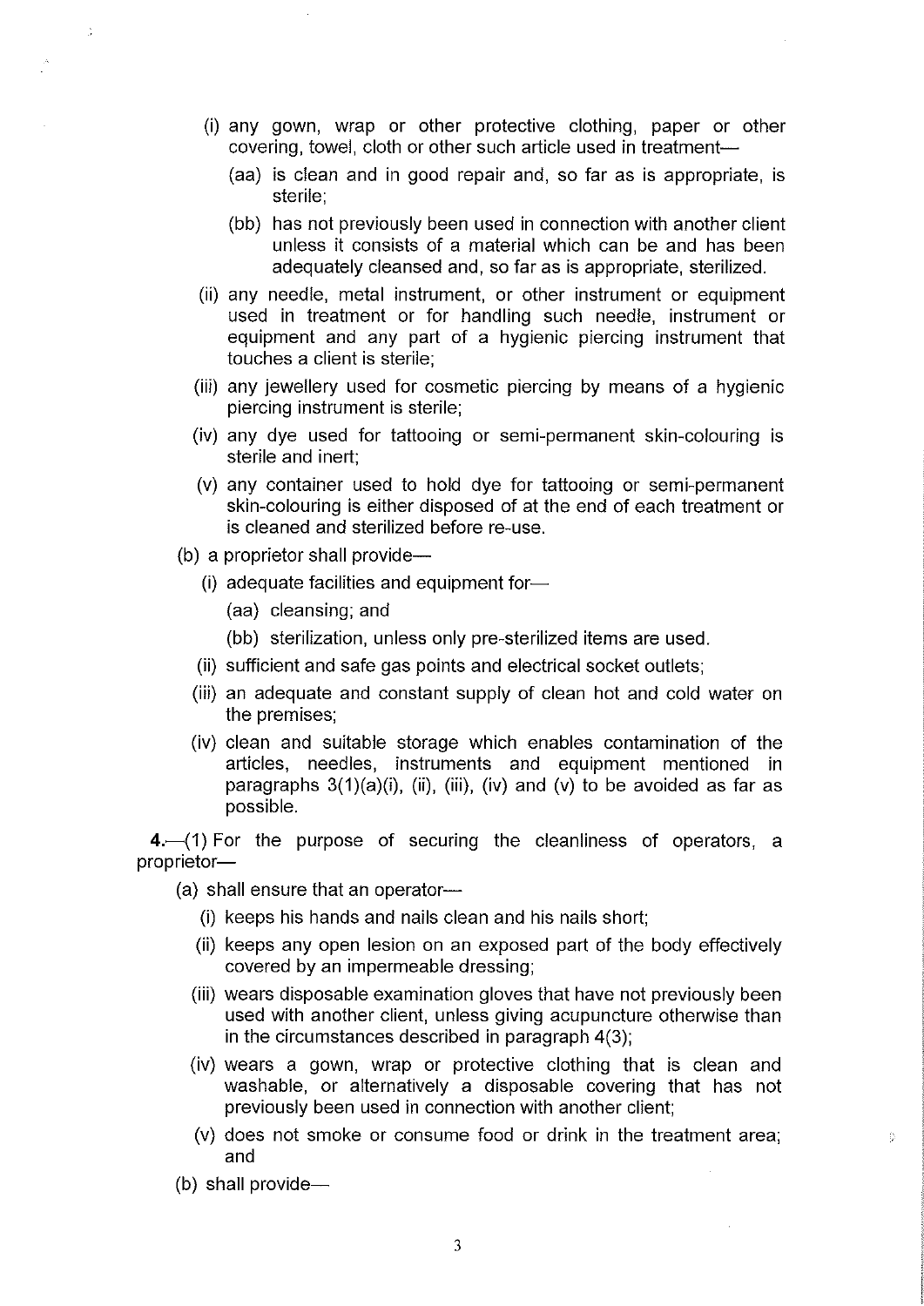(i) any gown, wrap or other protective clothing, paper or other covering, towel, cloth or other such article used in treatment—

(aa) is clean and in good repair and, so far as is appropriate, is sterile;

(bb) has not previously been used in connection with another client unless it consists of a material which can be and has been adequately cleansed and, so far as is appropriate, sterilized.

(ii) any needle, metal instrument, or other instrument or equipment used in treatment or for handling such needle, instrument or equipment and any part of a hygienic piercing instrument that touches a client is sterile;

(iii) any jewellery used for cosmetic piercing by means of a hygienic piercing instrument is sterile;

(iv) any dye used for tattooing or semi-permanent skin-colouring is sterile and inert;

(v) any container used to hold dye for tattooing or semi-permanent skin-colouring is either disposed of at the end of each treatment or is cleaned and sterilized before re-use.

(b) a proprietor shall provide—

(i) adequate facilities and equipment for—

(aa) cleansing; and

(bb) sterilization, unless only pre-sterilized items are used.

(ii) sufficient and safe gas points and electrical socket outlets;

(iii) an adequate and constant supply of clean hot and cold water on the premises;

(iv) clean and suitable storage which enables contamination of the articles, needles, instruments and equipment mentioned in paragraphs 3(1)(a)(i), (ii), (iii), (iv) and (v) to be avoided as far as possible.

**4.**—(1) For the purpose of securing the cleanliness of operators, a proprietor—

(a) shall ensure that an operator—

(i) keeps his hands and nails clean and his nails short;

(ii) keeps any open lesion on an exposed part of the body effectively covered by an impermeable dressing;

(iii) wears disposable examination gloves that have not previously been used with another client, unless giving acupuncture otherwise than in the circumstances described in paragraph 4(3);

(iv) wears a gown, wrap or protective clothing that is clean and washable, or alternatively a disposable covering that has not previously been used in connection with another client;

(v) does not smoke or consume food or drink in the treatment area; and

(b) shall provide—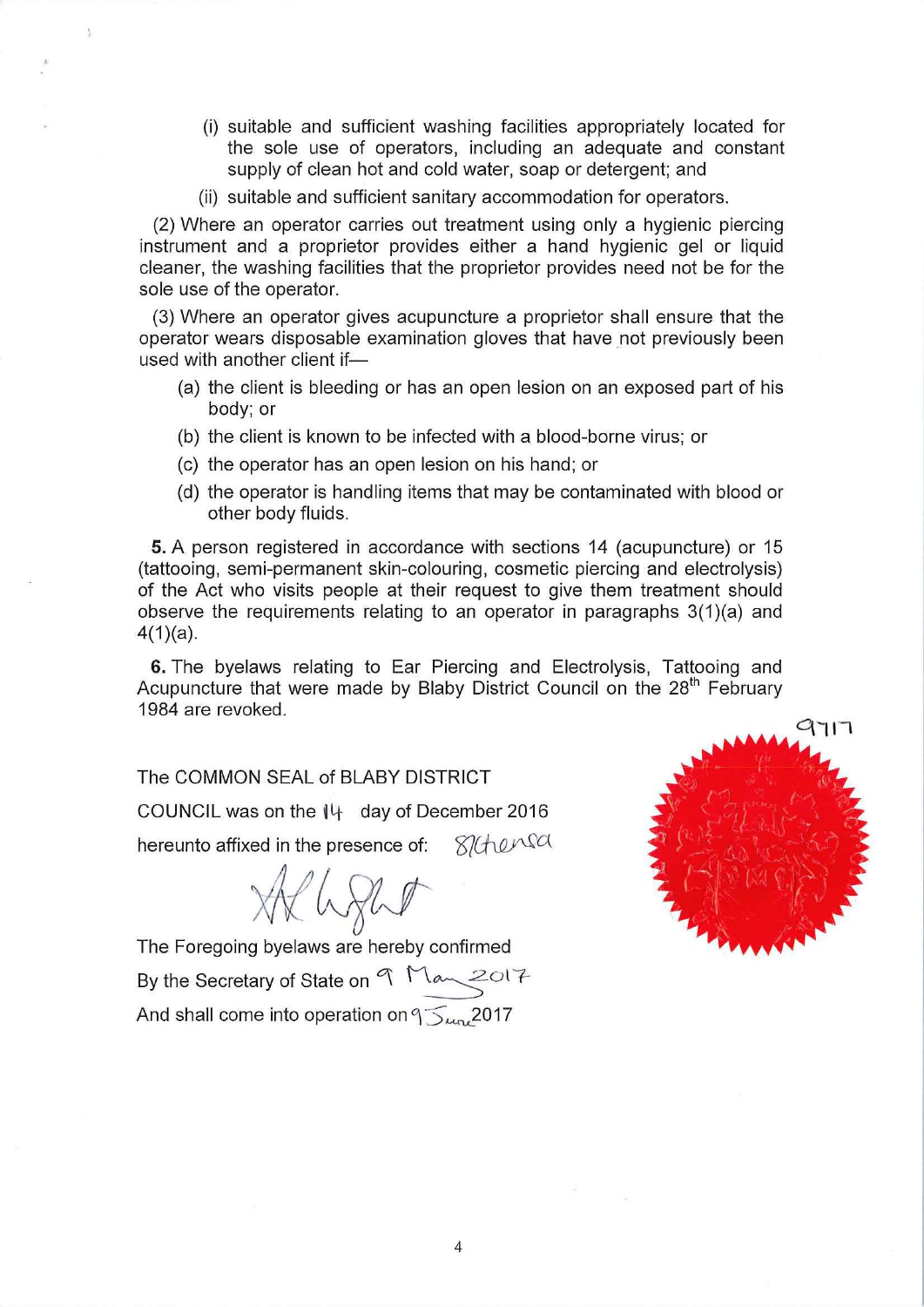(i) suitable and sufficient washing facilities appropriately located for the sole use of operators, including an adequate and constant supply of clean hot and cold water, soap or detergent; and

(ii) suitable and sufficient sanitary accommodation for operators.

(2) Where an operator carries out treatment using only a hygienic piercing instrument and a proprietor provides either a hand hygienic gel or liquid cleaner, the washing facilities that the proprietor provides need not be for the sole use of the operator.

(3) Where an operator gives acupuncture a proprietor shall ensure that the operator wears disposable examination gloves that have not previously been used with another client if—

(a) the client is bleeding or has an open lesion on an exposed part of his body; or

(b) the client is known to be infected with a blood-borne virus; or

(c) the operator has an open lesion on his hand; or

(d) the operator is handling items that may be contaminated with blood or other body fluids.

**5.** A person registered in accordance with sections 14 (acupuncture) or 15 (tattooing, semi-permanent skin-colouring, cosmetic piercing and electrolysis) of the Act who visits people at their request to give them treatment should observe the requirements relating to an operator in paragraphs 3(1)(a) and 4(1)(a).

**6.** The byelaws relating to Ear Piercing and Electrolysis, Tattooing and Acupuncture that were made by Blaby District Council on the 28th February 1984 are revoked.

9717

The COMMON SEAL of BLABY DISTRICT

COUNCIL was on the 14 day of December 2016

hereunto affixed in the presence of: S Clhensa

The Foregoing byelaws are hereby confirmed

By the Secretary of State on 9 May 2017

And shall come into operation on 9 June 2017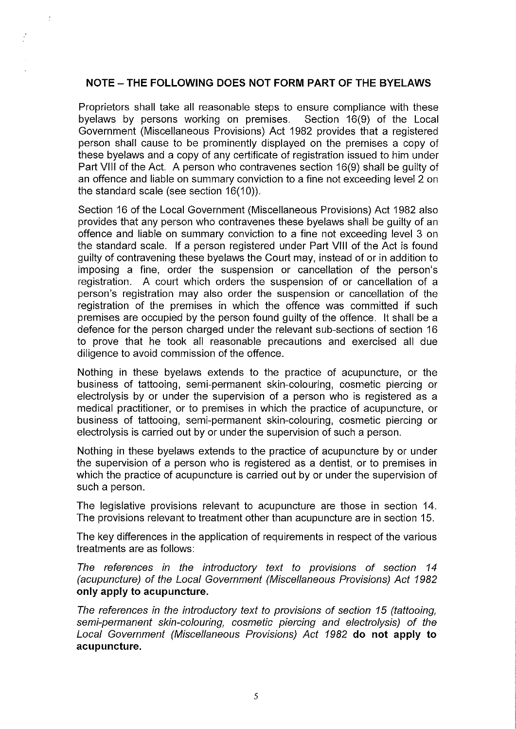**NOTE – THE FOLLOWING DOES NOT FORM PART OF THE BYELAWS**

Proprietors shall take all reasonable steps to ensure compliance with these byelaws by persons working on premises. Section 16(9) of the Local Government (Miscellaneous Provisions) Act 1982 provides that a registered person shall cause to be prominently displayed on the premises a copy of these byelaws and a copy of any certificate of registration issued to him under Part VIII of the Act. A person who contravenes section 16(9) shall be guilty of an offence and liable on summary conviction to a fine not exceeding level 2 on the standard scale (see section 16(10)).

Section 16 of the Local Government (Miscellaneous Provisions) Act 1982 also provides that any person who contravenes these byelaws shall be guilty of an offence and liable on summary conviction to a fine not exceeding level 3 on the standard scale. If a person registered under Part VIII of the Act is found guilty of contravening these byelaws the Court may, instead of or in addition to imposing a fine, order the suspension or cancellation of the person's registration. A court which orders the suspension of or cancellation of a person's registration may also order the suspension or cancellation of the registration of the premises in which the offence was committed if such premises are occupied by the person found guilty of the offence. It shall be a defence for the person charged under the relevant sub-sections of section 16 to prove that he took all reasonable precautions and exercised all due diligence to avoid commission of the offence.

Nothing in these byelaws extends to the practice of acupuncture, or the business of tattooing, semi-permanent skin-colouring, cosmetic piercing or electrolysis by or under the supervision of a person who is registered as a medical practitioner, or to premises in which the practice of acupuncture, or business of tattooing, semi-permanent skin-colouring, cosmetic piercing or electrolysis is carried out by or under the supervision of such a person.

Nothing in these byelaws extends to the practice of acupuncture by or under the supervision of a person who is registered as a dentist, or to premises in which the practice of acupuncture is carried out by or under the supervision of such a person.

The legislative provisions relevant to acupuncture are those in section 14. The provisions relevant to treatment other than acupuncture are in section 15.

The key differences in the application of requirements in respect of the various treatments are as follows:

*The references in the introductory text to provisions of section 14 (acupuncture) of the Local Government (Miscellaneous Provisions) Act 1982* **only apply to acupuncture.**

*The references in the introductory text to provisions of section 15 (tattooing, semi-permanent skin-colouring, cosmetic piercing and electrolysis) of the Local Government (Miscellaneous Provisions) Act 1982* **do not apply to acupuncture.**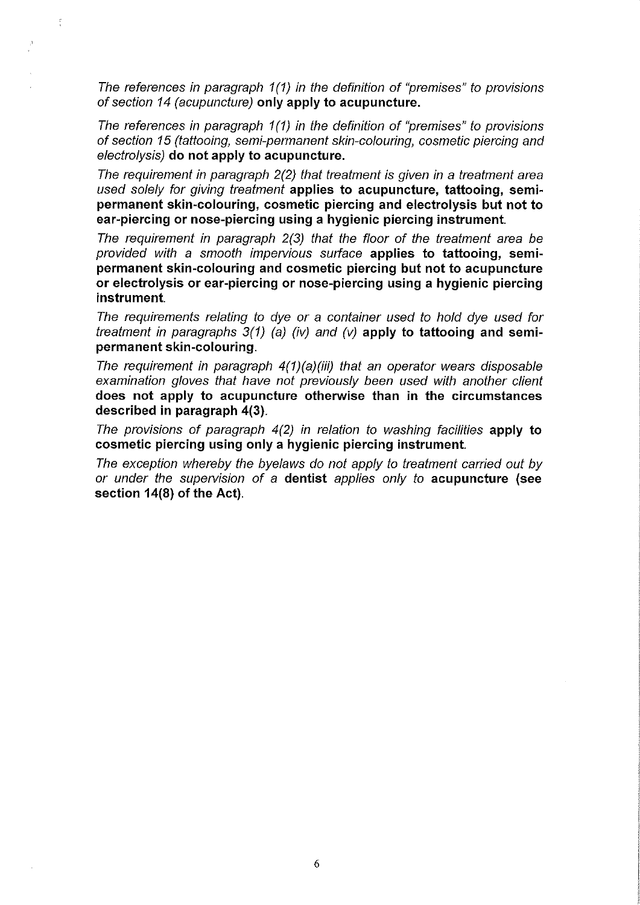*The references in paragraph 1(1) in the definition of "premises" to provisions of section 14 (acupuncture)* **only apply to acupuncture.**

*The references in paragraph 1(1) in the definition of "premises" to provisions of section 15 (tattooing, semi-permanent skin-colouring, cosmetic piercing and electrolysis)* **do not apply to acupuncture.**

*The requirement in paragraph 2(2) that treatment is given in a treatment area used solely for giving treatment* **applies to acupuncture, tattooing, semi-permanent skin-colouring, cosmetic piercing and electrolysis but not to ear-piercing or nose-piercing using a hygienic piercing instrument.**

*The requirement in paragraph 2(3) that the floor of the treatment area be provided with a smooth impervious surface* **applies to tattooing, semi-permanent skin-colouring and cosmetic piercing but not to acupuncture or electrolysis or ear-piercing or nose-piercing using a hygienic piercing instrument.**

*The requirements relating to dye or a container used to hold dye used for treatment in paragraphs 3(1) (a) (iv) and (v)* **apply to tattooing and semi-permanent skin-colouring.**

*The requirement in paragraph 4(1)(a)(iii) that an operator wears disposable examination gloves that have not previously been used with another client* **does not apply to acupuncture otherwise than in the circumstances described in paragraph 4(3).**

*The provisions of paragraph 4(2) in relation to washing facilities* **apply to cosmetic piercing using only a hygienic piercing instrument.**

*The exception whereby the byelaws do not apply to treatment carried out by or under the supervision of a* **dentist** *applies only to* **acupuncture (see section 14(8) of the Act).**